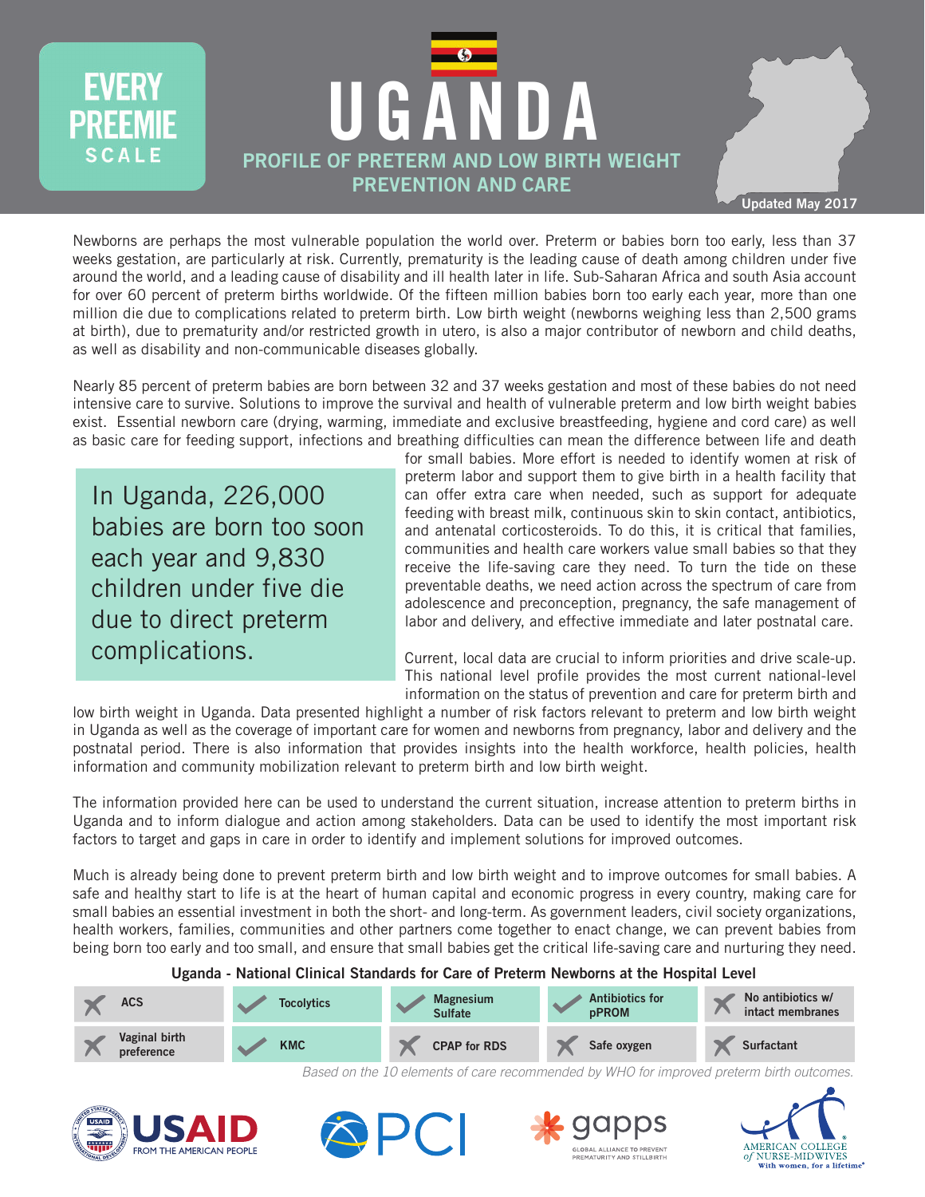EVERY PREEMIE SCALE

# UGANDA

## PROFILE OF PRETERM AND LOW BIRTH WEIGHT PREVENTION AND CARE

Updated May 2017

Newborns are perhaps the most vulnerable population the world over. Preterm or babies born too early, less than 37 weeks gestation, are particularly at risk. Currently, prematurity is the leading cause of death among children under five around the world, and a leading cause of disability and ill health later in life. Sub-Saharan Africa and south Asia account for over 60 percent of preterm births worldwide. Of the fifteen million babies born too early each year, more than one million die due to complications related to preterm birth. Low birth weight (newborns weighing less than 2,500 grams at birth), due to prematurity and/or restricted growth in utero, is also a major contributor of newborn and child deaths, as well as disability and non-communicable diseases globally.

Nearly 85 percent of preterm babies are born between 32 and 37 weeks gestation and most of these babies do not need intensive care to survive. Solutions to improve the survival and health of vulnerable preterm and low birth weight babies exist. Essential newborn care (drying, warming, immediate and exclusive breastfeeding, hygiene and cord care) as well as basic care for feeding support, infections and breathing difficulties can mean the difference between life and death for small babies. More effort is needed to identify women at risk of preterm labor and support them to give birth in a health facility that can offer extra care when needed, such as support for adequate feeding with breast milk, continuous skin to skin contact, antibiotics, and antenatal corticosteroids. To do this, it is critical that families, communities and health care workers value small babies so that they receive the life-saving care they need. To turn the tide on these preventable deaths, we need action across the spectrum of care from adolescence and preconception, pregnancy, the safe management of labor and delivery, and effective immediate and later postnatal care.

> In Uganda, 226,000 babies are born too soon each year and 9,830 children under five die due to direct preterm complications.

Current, local data are crucial to inform priorities and drive scale-up. This national level profile provides the most current national-level information on the status of prevention and care for preterm birth and low birth weight in Uganda. Data presented highlight a number of risk factors relevant to preterm and low birth weight in Uganda as well as the coverage of important care for women and newborns from pregnancy, labor and delivery and the postnatal period. There is also information that provides insights into the health workforce, health policies, health information and community mobilization relevant to preterm birth and low birth weight.

The information provided here can be used to understand the current situation, increase attention to preterm births in Uganda and to inform dialogue and action among stakeholders. Data can be used to identify the most important risk factors to target and gaps in care in order to identify and implement solutions for improved outcomes.

Much is already being done to prevent preterm birth and low birth weight and to improve outcomes for small babies. A safe and healthy start to life is at the heart of human capital and economic progress in every country, making care for small babies an essential investment in both the short- and long-term. As government leaders, civil society organizations, health workers, families, communities and other partners come together to enact change, we can prevent babies from being born too early and too small, and ensure that small babies get the critical life-saving care and nurturing they need.

### Uganda - National Clinical Standards for Care of Preterm Newborns at the Hospital Level

| Standard | Status |
|---|---|
| ACS | ✗ |
| Tocolytics | ✓ |
| Magnesium Sulfate | ✓ |
| Antibiotics for pPROM | ✓ |
| No antibiotics w/ intact membranes | ✗ |
| Vaginal birth preference | ✗ |
| KMC | ✓ |
| CPAP for RDS | ✗ |
| Safe oxygen | ✗ |
| Surfactant | ✗ |

*Based on the 10 elements of care recommended by WHO for improved preterm birth outcomes.*

USAID FROM THE AMERICAN PEOPLE | PCI | gapps GLOBAL ALLIANCE TO PREVENT PREMATURITY AND STILLBIRTH | AMERICAN COLLEGE of NURSE-MIDWIVES With women, for a lifetime®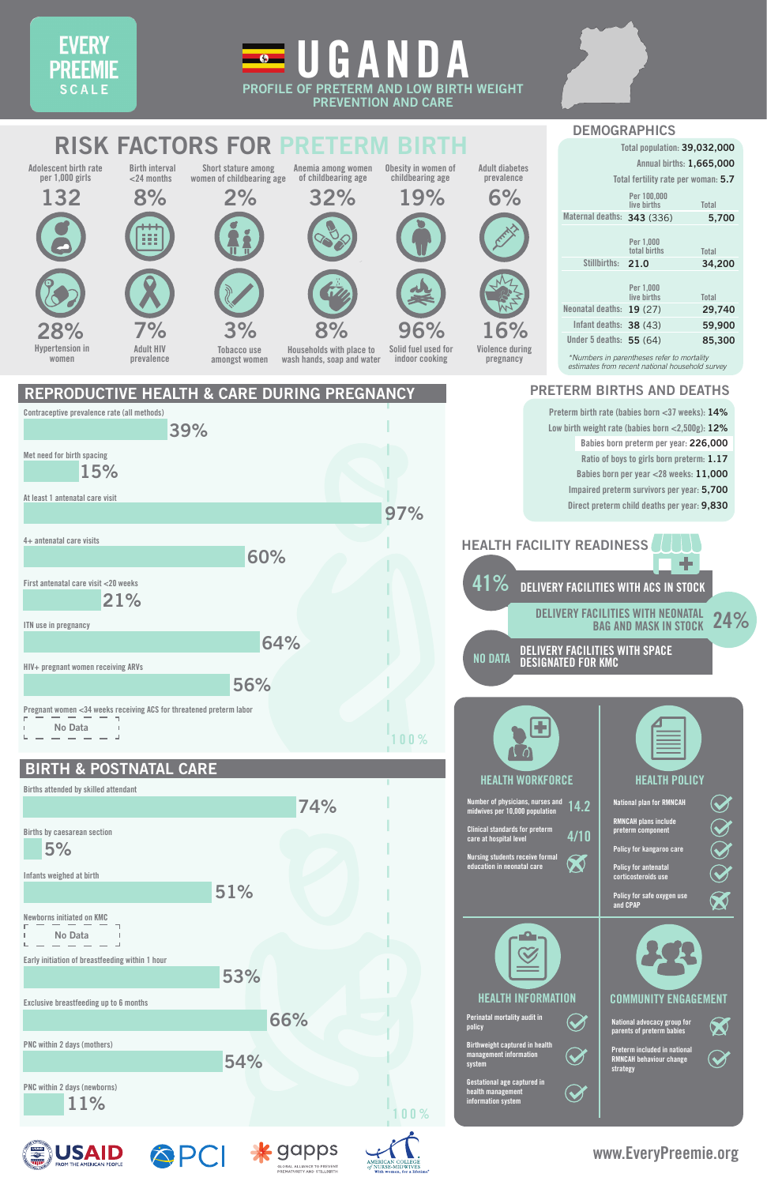EVERY PREEMIE SCALE

# UGANDA

PROFILE OF PRETERM AND LOW BIRTH WEIGHT PREVENTION AND CARE

## RISK FACTORS FOR PRETERM BIRTH

| Risk factor | Value |
|---|---|
| Adolescent birth rate per 1,000 girls | 132 |
| Birth interval <24 months | 8% |
| Short stature among women of childbearing age | 2% |
| Anemia among women of childbearing age | 32% |
| Obesity in women of childbearing age | 19% |
| Adult diabetes prevalence | 6% |
| Hypertension in women | 28% |
| Adult HIV prevalence | 7% |
| Tobacco use amongst women | 3% |
| Households with place to wash hands, soap and water | 8% |
| Solid fuel used for indoor cooking | 96% |
| Violence during pregnancy | 16% |

## DEMOGRAPHICS

Total population: **39,032,000**

Annual births: **1,665,000**

Total fertility rate per woman: **5.7**

| | Rate | Total |
|---|---|---|
| Maternal deaths (Per 100,000 live births) | 343 (336) | 5,700 |
| Stillbirths (Per 1,000 total births) | 21.0 | 34,200 |
| Neonatal deaths (Per 1,000 live births) | 19 (27) | 29,740 |
| Infant deaths | 38 (43) | 59,900 |
| Under 5 deaths | 55 (64) | 85,300 |

*\*Numbers in parentheses refer to mortality estimates from recent national household survey*

## REPRODUCTIVE HEALTH & CARE DURING PREGNANCY

| Indicator | Value |
|---|---|
| Contraceptive prevalence rate (all methods) | 39% |
| Met need for birth spacing | 15% |
| At least 1 antenatal care visit | 97% |
| 4+ antenatal care visits | 60% |
| First antenatal care visit <20 weeks | 21% |
| ITN use in pregnancy | 64% |
| HIV+ pregnant women receiving ARVs | 56% |
| Pregnant women <34 weeks receiving ACS for threatened preterm labor | No Data |

## PRETERM BIRTHS AND DEATHS

Preterm birth rate (babies born <37 weeks): **14%**

Low birth weight rate (babies born <2,500g): **12%**

Babies born preterm per year: **226,000**

Ratio of boys to girls born preterm: **1.17**

Babies born per year <28 weeks: **11,000**

Impaired preterm survivors per year: **5,700**

Direct preterm child deaths per year: **9,830**

## HEALTH FACILITY READINESS

- **41%** DELIVERY FACILITIES WITH ACS IN STOCK
- **24%** DELIVERY FACILITIES WITH NEONATAL BAG AND MASK IN STOCK
- **NO DATA** DELIVERY FACILITIES WITH SPACE DESIGNATED FOR KMC

## BIRTH & POSTNATAL CARE

| Indicator | Value |
|---|---|
| Births attended by skilled attendant | 74% |
| Births by caesarean section | 5% |
| Infants weighed at birth | 51% |
| Newborns initiated on KMC | No Data |
| Early initiation of breastfeeding within 1 hour | 53% |
| Exclusive breastfeeding up to 6 months | 66% |
| PNC within 2 days (mothers) | 54% |
| PNC within 2 days (newborns) | 11% |

### HEALTH WORKFORCE

- Number of physicians, nurses and midwives per 10,000 population: 14.2
- Clinical standards for preterm care at hospital level: 4/10
- Nursing students receive formal education in neonatal care: ✗

### HEALTH POLICY

- National plan for RMNCAH: ✓
- RMNCAH plans include preterm component: ✓
- Policy for kangaroo care: ✓
- Policy for antenatal corticosteroids use: ✓
- Policy for safe oxygen use and CPAP: ✗

### HEALTH INFORMATION

- Perinatal mortality audit in policy: ✓
- Birthweight captured in health management information system: ✓
- Gestational age captured in health management information system: ✓

### COMMUNITY ENGAGEMENT

- National advocacy group for parents of preterm babies: ✗
- Preterm included in national RMNCAH behaviour change strategy: ✓

USAID — PCI — gapps — American College of Nurse-Midwives

www.EveryPreemie.org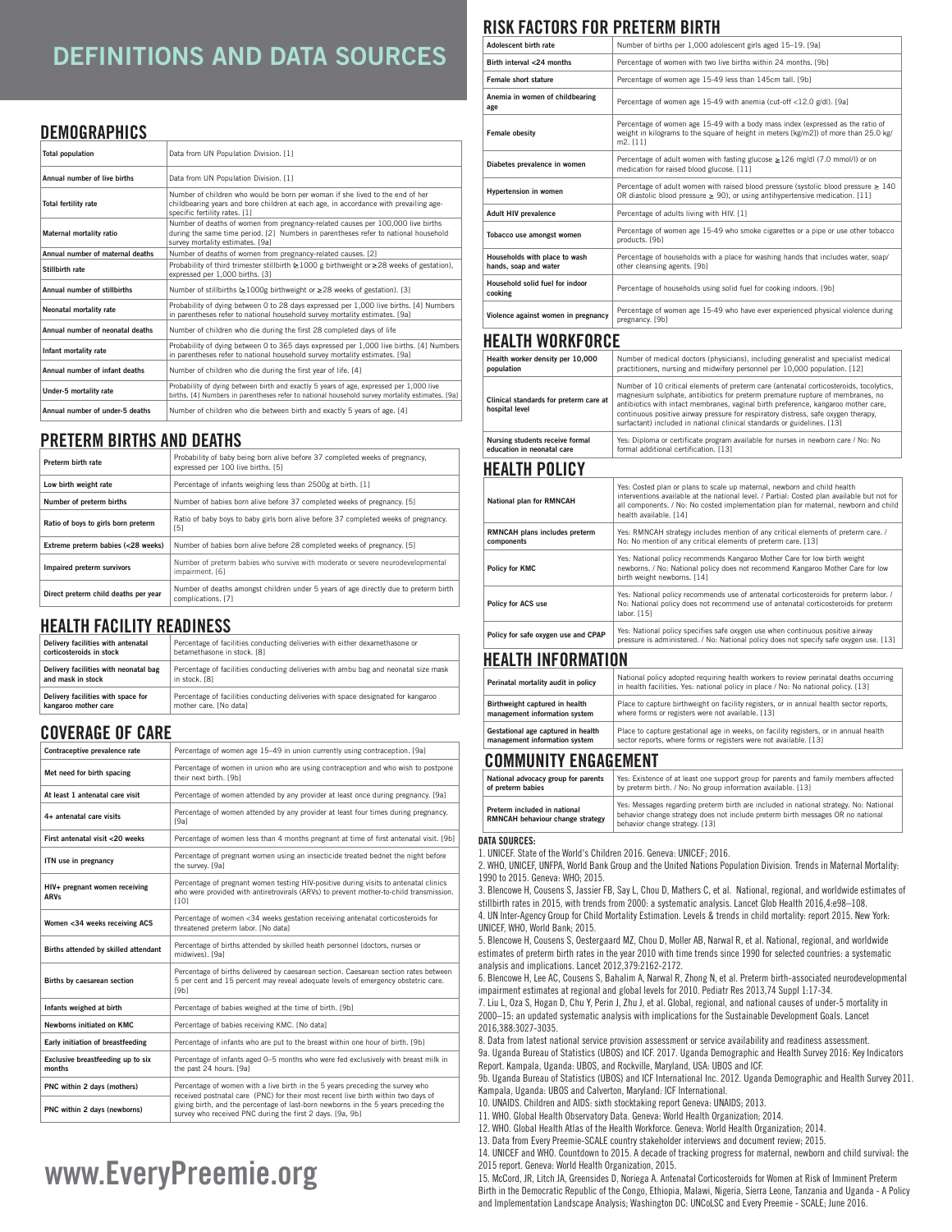# DEFINITIONS AND DATA SOURCES

## DEMOGRAPHICS

| | |
|---|---|
| **Total population** | Data from UN Population Division. [1] |
| **Annual number of live births** | Data from UN Population Division. [1] |
| **Total fertility rate** | Number of children who would be born per woman if she lived to the end of her childbearing years and bore children at each age, in accordance with prevailing age-specific fertility rates. [1] |
| **Maternal mortality ratio** | Number of deaths of women from pregnancy-related causes per 100,000 live births during the same time period. [2] Numbers in parentheses refer to national household survey mortality estimates. [9a] |
| **Annual number of maternal deaths** | Number of deaths of women from pregnancy-related causes. [2] |
| **Stillbirth rate** | Probability of third trimester stillbirth (≥1000 g birthweight or ≥28 weeks of gestation), expressed per 1,000 births. [3] |
| **Annual number of stillbirths** | Number of stillbirths (≥1000g birthweight or ≥28 weeks of gestation). [3] |
| **Neonatal mortality rate** | Probability of dying between 0 to 28 days expressed per 1,000 live births. [4] Numbers in parentheses refer to national household survey mortality estimates. [9a] |
| **Annual number of neonatal deaths** | Number of children who die during the first 28 completed days of life |
| **Infant mortality rate** | Probability of dying between 0 to 365 days expressed per 1,000 live births. [4] Numbers in parentheses refer to national household survey mortality estimates. [9a] |
| **Annual number of infant deaths** | Number of children who die during the first year of life. [4] |
| **Under-5 mortality rate** | Probability of dying between birth and exactly 5 years of age, expressed per 1,000 live births. [4] Numbers in parentheses refer to national household survey mortality estimates. [9a] |
| **Annual number of under-5 deaths** | Number of children who die between birth and exactly 5 years of age. [4] |

## PRETERM BIRTHS AND DEATHS

| | |
|---|---|
| **Preterm birth rate** | Probability of baby being born alive before 37 completed weeks of pregnancy, expressed per 100 live births. [5] |
| **Low birth weight rate** | Percentage of infants weighing less than 2500g at birth. [1] |
| **Number of preterm births** | Number of babies born alive before 37 completed weeks of pregnancy. [5] |
| **Ratio of boys to girls born preterm** | Ratio of baby boys to baby girls born alive before 37 completed weeks of pregnancy. [5] |
| **Extreme preterm babies (<28 weeks)** | Number of babies born alive before 28 completed weeks of pregnancy. [5] |
| **Impaired preterm survivors** | Number of preterm babies who survive with moderate or severe neurodevelopmental impairment. [6] |
| **Direct preterm child deaths per year** | Number of deaths amongst children under 5 years of age directly due to preterm birth complications. [7] |

## HEALTH FACILITY READINESS

| | |
|---|---|
| **Delivery facilities with antenatal corticosteroids in stock** | Percentage of facilities conducting deliveries with either dexamethasone or betamethasone in stock. [8] |
| **Delivery facilities with neonatal bag and mask in stock** | Percentage of facilities conducting deliveries with ambu bag and neonatal size mask in stock. [8] |
| **Delivery facilities with space for kangaroo mother care** | Percentage of facilities conducting deliveries with space designated for kangaroo mother care. [No data] |

## COVERAGE OF CARE

| | |
|---|---|
| **Contraceptive prevalence rate** | Percentage of women age 15–49 in union currently using contraception. [9a] |
| **Met need for birth spacing** | Percentage of women in union who are using contraception and who wish to postpone their next birth. [9b] |
| **At least 1 antenatal care visit** | Percentage of women attended by any provider at least once during pregnancy. [9a] |
| **4+ antenatal care visits** | Percentage of women attended by any provider at least four times during pregnancy. [9a] |
| **First antenatal visit <20 weeks** | Percentage of women less than 4 months pregnant at time of first antenatal visit. [9b] |
| **ITN use in pregnancy** | Percentage of pregnant women using an insecticide treated bednet the night before the survey. [9a] |
| **HIV+ pregnant women receiving ARVs** | Percentage of pregnant women testing HIV-positive during visits to antenatal clinics who were provided with antiretrovirals (ARVs) to prevent mother-to-child transmission. [10] |
| **Women <34 weeks receiving ACS** | Percentage of women <34 weeks gestation receiving antenatal corticosteroids for threatened preterm labor. [No data] |
| **Births attended by skilled attendant** | Percentage of births attended by skilled health personnel (doctors, nurses or midwives). [9a] |
| **Births by caesarean section** | Percentage of births delivered by caesarean section. Caesarean section rates between 5 per cent and 15 percent may reveal adequate levels of emergency obstetric care. [9b] |
| **Infants weighed at birth** | Percentage of babies weighed at the time of birth. [9b] |
| **Newborns initiated on KMC** | Percentage of babies receiving KMC. [No data] |
| **Early initiation of breastfeeding** | Percentage of infants who are put to the breast within one hour of birth. [9b] |
| **Exclusive breastfeeding up to six months** | Percentage of infants aged 0–5 months who were fed exclusively with breast milk in the past 24 hours. [9a] |
| **PNC within 2 days (mothers)** | Percentage of women with a live birth in the 5 years preceding the survey who received postnatal care (PNC) for their most recent live birth within two days of giving birth, and the percentage of last-born newborns in the 5 years preceding the survey who received PNC during the first 2 days. [9a, 9b] |
| **PNC within 2 days (newborns)** | |

## RISK FACTORS FOR PRETERM BIRTH

| | |
|---|---|
| **Adolescent birth rate** | Number of births per 1,000 adolescent girls aged 15–19. [9a] |
| **Birth interval <24 months** | Percentage of women with two live births within 24 months. [9b] |
| **Female short stature** | Percentage of women age 15-49 less than 145cm tall. [9b] |
| **Anemia in women of childbearing age** | Percentage of women age 15-49 with anemia (cut-off <12.0 g/dl). [9a] |
| **Female obesity** | Percentage of women age 15-49 with a body mass index (expressed as the ratio of weight in kilograms to the square of height in meters (kg/m2)) of more than 25.0 kg/m2. [11] |
| **Diabetes prevalence in women** | Percentage of adult women with fasting glucose ≥126 mg/dl (7.0 mmol/l) or on medication for raised blood glucose. [11] |
| **Hypertension in women** | Percentage of adult women with raised blood pressure (systolic blood pressure ≥ 140 OR diastolic blood pressure ≥ 90), or using antihypertensive medication. [11] |
| **Adult HIV prevalence** | Percentage of adults living with HIV. [1] |
| **Tobacco use amongst women** | Percentage of women age 15-49 who smoke cigarettes or a pipe or use other tobacco products. [9b] |
| **Households with place to wash hands, soap and water** | Percentage of households with a place for washing hands that includes water, soap/other cleansing agents. [9b] |
| **Household solid fuel for indoor cooking** | Percentage of households using solid fuel for cooking indoors. [9b] |
| **Violence against women in pregnancy** | Percentage of women age 15-49 who have ever experienced physical violence during pregnancy. [9b] |

## HEALTH WORKFORCE

| | |
|---|---|
| **Health worker density per 10,000 population** | Number of medical doctors (physicians), including generalist and specialist medical practitioners, nursing and midwifery personnel per 10,000 population. [12] |
| **Clinical standards for preterm care at hospital level** | Number of 10 critical elements of preterm care (antenatal corticosteroids, tocolytics, magnesium sulphate, antibiotics for preterm premature rupture of membranes, no antibiotics with intact membranes, vaginal birth preference, kangaroo mother care, continuous positive airway pressure for respiratory distress, safe oxygen therapy, surfactant) included in national clinical standards or guidelines. [13] |
| **Nursing students receive formal education in neonatal care** | Yes: Diploma or certificate program available for nurses in newborn care / No: No formal additional certification. [13] |

## HEALTH POLICY

| | |
|---|---|
| **National plan for RMNCAH** | Yes: Costed plan or plans to scale up maternal, newborn and child health interventions available at the national level. / Partial: Costed plan available but not for all components. / No: No costed implementation plan for maternal, newborn and child health available. [14] |
| **RMNCAH plans includes preterm components** | Yes: RMNCAH strategy includes mention of any critical elements of preterm care. / No: No mention of any critical elements of preterm care. [13] |
| **Policy for KMC** | Yes: National policy recommends Kangaroo Mother Care for low birth weight newborns. / No: National policy does not recommend Kangaroo Mother Care for low birth weight newborns. [14] |
| **Policy for ACS use** | Yes: National policy recommends use of antenatal corticosteroids for preterm labor. / No: National policy does not recommend use of antenatal corticosteroids for preterm labor. [15] |
| **Policy for safe oxygen use and CPAP** | Yes: National policy specifies safe oxygen use when continuous positive airway pressure is administered. / No: National policy does not specify safe oxygen use. [13] |

## HEALTH INFORMATION

| | |
|---|---|
| **Perinatal mortality audit in policy** | National policy adopted requiring health workers to review perinatal deaths occurring in health facilities. Yes: national policy in place / No: No national policy. [13] |
| **Birthweight captured in health management information system** | Place to capture birthweight on facility registers, or in annual health sector reports, where forms or registers were not available. [13] |
| **Gestational age captured in health management information system** | Place to capture gestational age in weeks, on facility registers, or in annual health sector reports, where forms or registers were not available. [13] |

## COMMUNITY ENGAGEMENT

| | |
|---|---|
| **National advocacy group for parents of preterm babies** | Yes: Existence of at least one support group for parents and family members affected by preterm birth. / No: No group information available. [13] |
| **Preterm included in national RMNCAH behaviour change strategy** | Yes: Messages regarding preterm birth are included in national strategy. No: National behavior change strategy does not include preterm birth messages OR no national behavior change strategy. [13] |

**DATA SOURCES:**

1. UNICEF. State of the World's Children 2016. Geneva: UNICEF; 2016.
2. WHO, UNICEF, UNFPA, World Bank Group and the United Nations Population Division. Trends in Maternal Mortality: 1990 to 2015. Geneva: WHO; 2015.
3. Blencowe H, Cousens S, Jassier FB, Say L, Chou D, Mathers C, et al. National, regional, and worldwide estimates of stillbirth rates in 2015, with trends from 2000: a systematic analysis. Lancet Glob Health 2016,4:e98–108.
4. UN Inter-Agency Group for Child Mortality Estimation. Levels & trends in child mortality: report 2015. New York: UNICEF, WHO, World Bank; 2015.
5. Blencowe H, Cousens S, Oestergaard MZ, Chou D, Moller AB, Narwal R, et al. National, regional, and worldwide estimates of preterm birth rates in the year 2010 with time trends since 1990 for selected countries: a systematic analysis and implications. Lancet 2012,379:2162-2172.
6. Blencowe H, Lee AC, Cousens S, Bahalim A, Narwal R, Zhong N, et al. Preterm birth-associated neurodevelopmental impairment estimates at regional and global levels for 2010. Pediatr Res 2013,74 Suppl 1:17-34.
7. Liu L, Oza S, Hogan D, Chu Y, Perin J, Zhu J, et al. Global, regional, and national causes of under-5 mortality in 2000–15: an updated systematic analysis with implications for the Sustainable Development Goals. Lancet 2016,388:3027-3035.
8. Data from latest national service provision assessment or service availability and readiness assessment.
9a. Uganda Bureau of Statistics (UBOS) and ICF. 2017. Uganda Demographic and Health Survey 2016: Key Indicators Report. Kampala, Uganda: UBOS, and Rockville, Maryland, USA: UBOS and ICF.
9b. Uganda Bureau of Statistics (UBOS) and ICF International Inc. 2012. Uganda Demographic and Health Survey 2011. Kampala, Uganda: UBOS and Calverton, Maryland: ICF International.
10. UNAIDS. Children and AIDS: sixth stocktaking report Geneva: UNAIDS; 2013.
11. WHO. Global Health Observatory Data. Geneva: World Health Organization; 2014.
12. WHO. Global Health Atlas of the Health Workforce. Geneva: World Health Organization; 2014.
13. Data from Every Preemie-SCALE country stakeholder interviews and document review; 2015.
14. UNICEF and WHO. Countdown to 2015. A decade of tracking progress for maternal, newborn and child survival: the 2015 report. Geneva: World Health Organization, 2015.
15. McCord, JR, Litch JA, Greensides D, Noriega A. Antenatal Corticosteroids for Women at Risk of Imminent Preterm Birth in the Democratic Republic of the Congo, Ethiopia, Malawi, Nigeria, Sierra Leone, Tanzania and Uganda - A Policy and Implementation Landscape Analysis; Washington DC: UNCoLSC and Every Preemie - SCALE; June 2016.

**www.EveryPreemie.org**